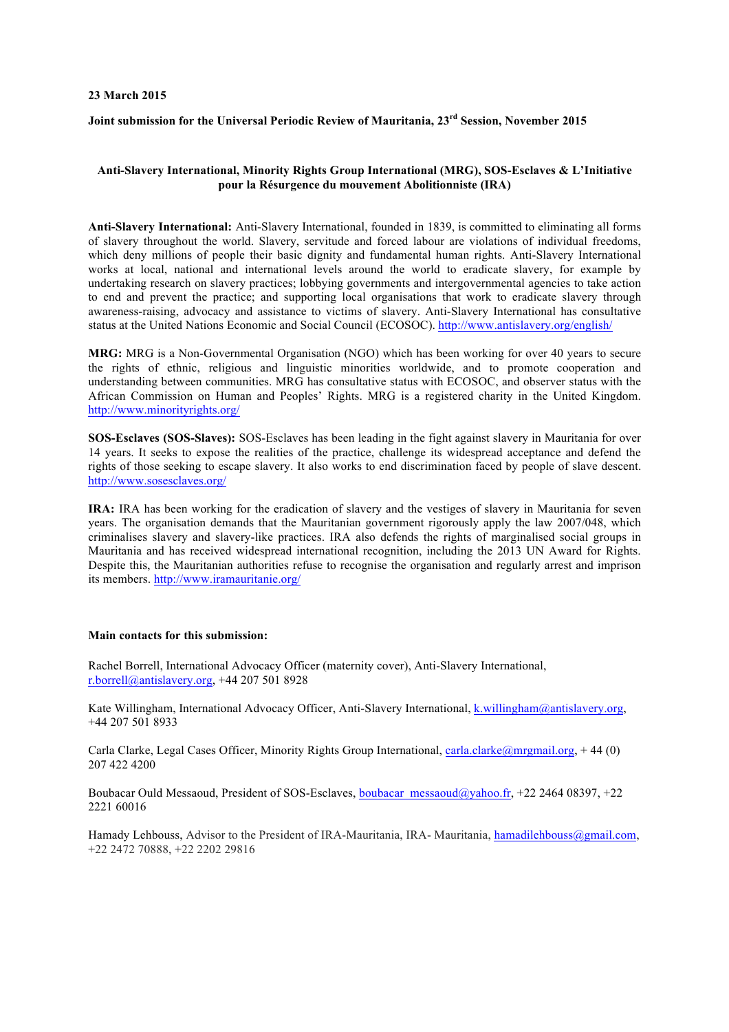**23 March 2015**

**Joint submission for the Universal Periodic Review of Mauritania, 23rd Session, November 2015**

**Anti-Slavery International, Minority Rights Group International (MRG), SOS-Esclaves & L'Initiative pour la Résurgence du mouvement Abolitionniste (IRA)**

**Anti-Slavery International:** Anti-Slavery International, founded in 1839, is committed to eliminating all forms of slavery throughout the world. Slavery, servitude and forced labour are violations of individual freedoms, which deny millions of people their basic dignity and fundamental human rights. Anti-Slavery International works at local, national and international levels around the world to eradicate slavery, for example by undertaking research on slavery practices; lobbying governments and intergovernmental agencies to take action to end and prevent the practice; and supporting local organisations that work to eradicate slavery through awareness-raising, advocacy and assistance to victims of slavery. Anti-Slavery International has consultative status at the United Nations Economic and Social Council (ECOSOC). http://www.antislavery.org/english/

**MRG:** MRG is a Non-Governmental Organisation (NGO) which has been working for over 40 years to secure the rights of ethnic, religious and linguistic minorities worldwide, and to promote cooperation and understanding between communities. MRG has consultative status with ECOSOC, and observer status with the African Commission on Human and Peoples' Rights. MRG is a registered charity in the United Kingdom. http://www.minorityrights.org/

**SOS-Esclaves (SOS-Slaves):** SOS-Esclaves has been leading in the fight against slavery in Mauritania for over 14 years. It seeks to expose the realities of the practice, challenge its widespread acceptance and defend the rights of those seeking to escape slavery. It also works to end discrimination faced by people of slave descent. http://www.sosesclaves.org/

**IRA:** IRA has been working for the eradication of slavery and the vestiges of slavery in Mauritania for seven years. The organisation demands that the Mauritanian government rigorously apply the law 2007/048, which criminalises slavery and slavery-like practices. IRA also defends the rights of marginalised social groups in Mauritania and has received widespread international recognition, including the 2013 UN Award for Rights. Despite this, the Mauritanian authorities refuse to recognise the organisation and regularly arrest and imprison its members. http://www.iramauritanie.org/

**Main contacts for this submission:**

Rachel Borrell, International Advocacy Officer (maternity cover), Anti-Slavery International, r.borrell@antislavery.org, +44 207 501 8928

Kate Willingham, International Advocacy Officer, Anti-Slavery International, k.willingham@antislavery.org, +44 207 501 8933

Carla Clarke, Legal Cases Officer, Minority Rights Group International, carla.clarke@mrgmail.org, + 44 (0) 207 422 4200

Boubacar Ould Messaoud, President of SOS-Esclaves, boubacar_messaoud@yahoo.fr, +22 2464 08397, +22 2221 60016

Hamady Lehbouss, Advisor to the President of IRA-Mauritania, IRA- Mauritania, hamadilehbouss@gmail.com, +22 2472 70888, +22 2202 29816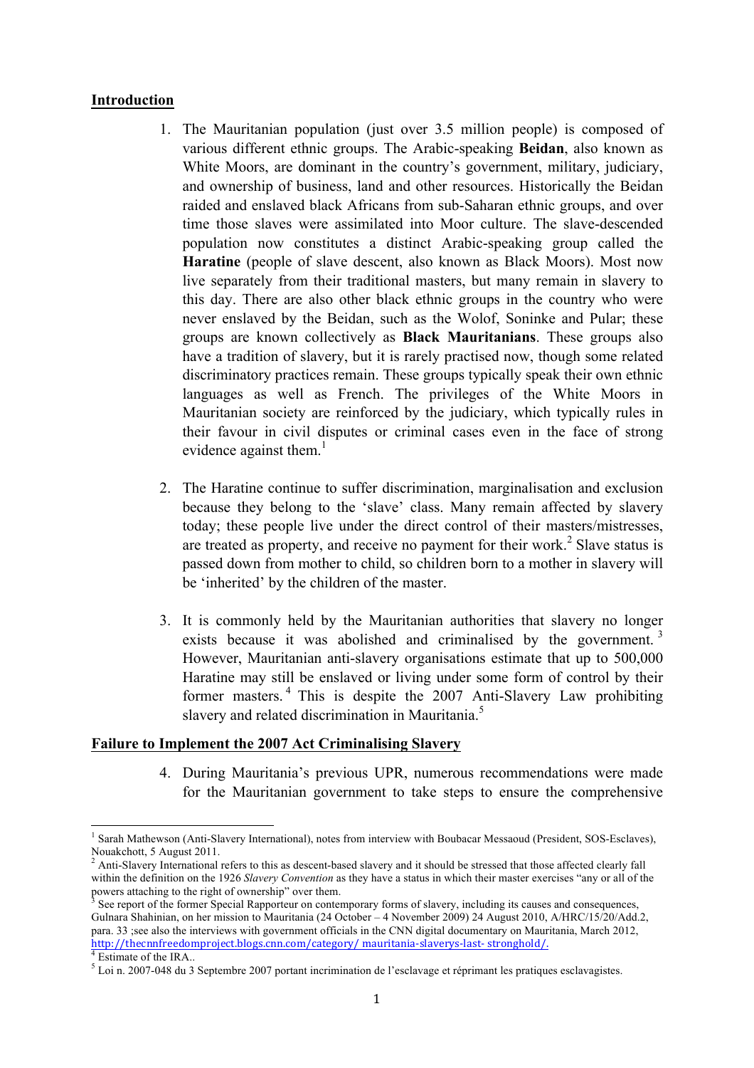## Introduction

1. The Mauritanian population (just over 3.5 million people) is composed of various different ethnic groups. The Arabic-speaking **Beidan**, also known as White Moors, are dominant in the country's government, military, judiciary, and ownership of business, land and other resources. Historically the Beidan raided and enslaved black Africans from sub-Saharan ethnic groups, and over time those slaves were assimilated into Moor culture. The slave-descended population now constitutes a distinct Arabic-speaking group called the **Haratine** (people of slave descent, also known as Black Moors). Most now live separately from their traditional masters, but many remain in slavery to this day. There are also other black ethnic groups in the country who were never enslaved by the Beidan, such as the Wolof, Soninke and Pular; these groups are known collectively as **Black Mauritanians**. These groups also have a tradition of slavery, but it is rarely practised now, though some related discriminatory practices remain. These groups typically speak their own ethnic languages as well as French. The privileges of the White Moors in Mauritanian society are reinforced by the judiciary, which typically rules in their favour in civil disputes or criminal cases even in the face of strong evidence against them.[1]

2. The Haratine continue to suffer discrimination, marginalisation and exclusion because they belong to the 'slave' class. Many remain affected by slavery today; these people live under the direct control of their masters/mistresses, are treated as property, and receive no payment for their work.[2] Slave status is passed down from mother to child, so children born to a mother in slavery will be 'inherited' by the children of the master.

3. It is commonly held by the Mauritanian authorities that slavery no longer exists because it was abolished and criminalised by the government.[3] However, Mauritanian anti-slavery organisations estimate that up to 500,000 Haratine may still be enslaved or living under some form of control by their former masters.[4] This is despite the 2007 Anti-Slavery Law prohibiting slavery and related discrimination in Mauritania.[5]

## Failure to Implement the 2007 Act Criminalising Slavery

4. During Mauritania's previous UPR, numerous recommendations were made for the Mauritanian government to take steps to ensure the comprehensive

---

[1] Sarah Mathewson (Anti-Slavery International), notes from interview with Boubacar Messaoud (President, SOS-Esclaves), Nouakchott, 5 August 2011.

[2] Anti-Slavery International refers to this as descent-based slavery and it should be stressed that those affected clearly fall within the definition on the 1926 *Slavery Convention* as they have a status in which their master exercises "any or all of the powers attaching to the right of ownership" over them.

[3] See report of the former Special Rapporteur on contemporary forms of slavery, including its causes and consequences, Gulnara Shahinian, on her mission to Mauritania (24 October – 4 November 2009) 24 August 2010, A/HRC/15/20/Add.2, para. 33 ;see also the interviews with government officials in the CNN digital documentary on Mauritania, March 2012, http://thecnnfreedomproject.blogs.cnn.com/category/ mauritania-slaverys-last- stronghold/.

[4] Estimate of the IRA..

[5] Loi n. 2007-048 du 3 Septembre 2007 portant incrimination de l'esclavage et réprimant les pratiques esclavagistes.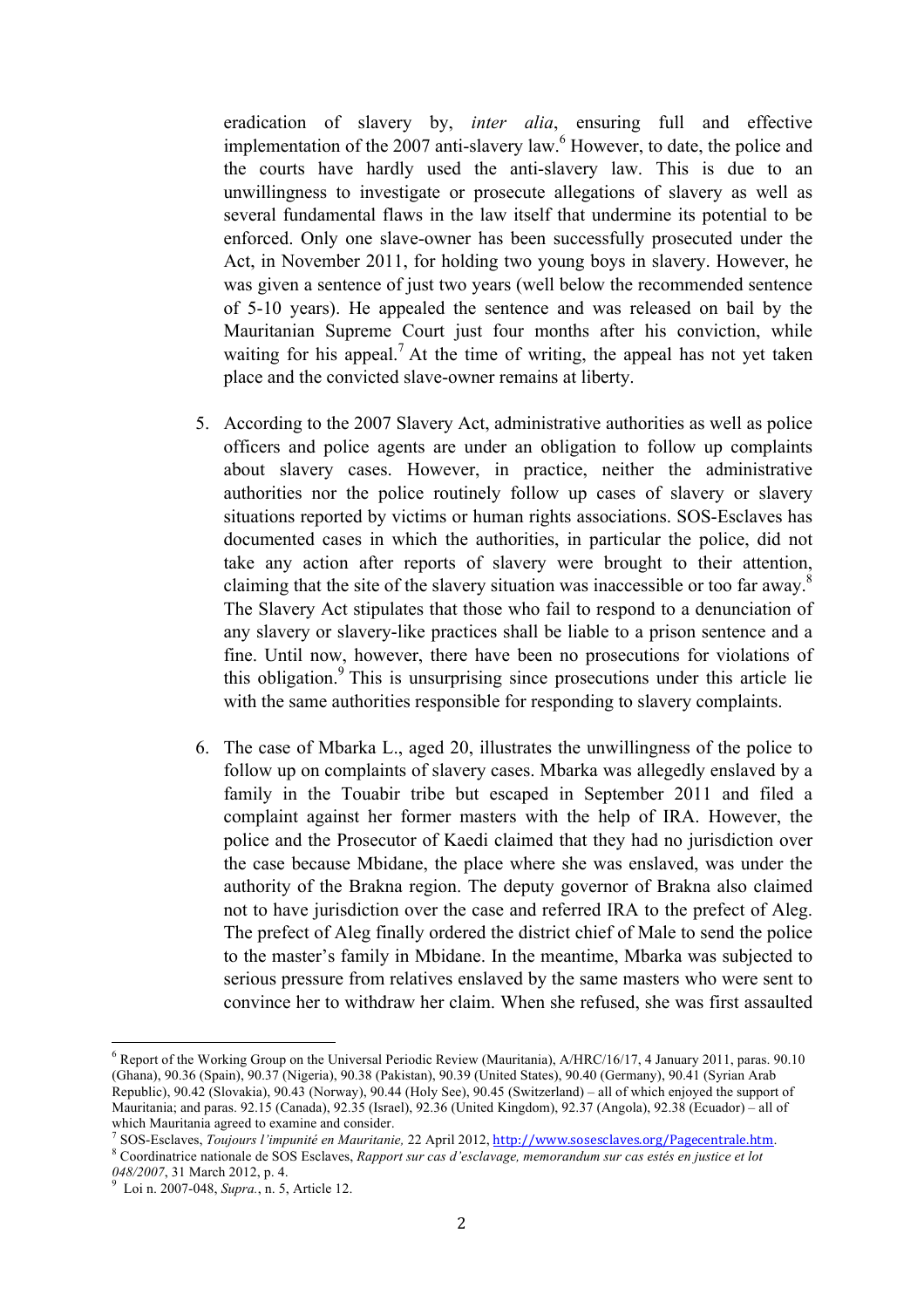eradication of slavery by, *inter alia*, ensuring full and effective implementation of the 2007 anti-slavery law.[6] However, to date, the police and the courts have hardly used the anti-slavery law. This is due to an unwillingness to investigate or prosecute allegations of slavery as well as several fundamental flaws in the law itself that undermine its potential to be enforced. Only one slave-owner has been successfully prosecuted under the Act, in November 2011, for holding two young boys in slavery. However, he was given a sentence of just two years (well below the recommended sentence of 5-10 years). He appealed the sentence and was released on bail by the Mauritanian Supreme Court just four months after his conviction, while waiting for his appeal.[7] At the time of writing, the appeal has not yet taken place and the convicted slave-owner remains at liberty.

5. According to the 2007 Slavery Act, administrative authorities as well as police officers and police agents are under an obligation to follow up complaints about slavery cases. However, in practice, neither the administrative authorities nor the police routinely follow up cases of slavery or slavery situations reported by victims or human rights associations. SOS-Esclaves has documented cases in which the authorities, in particular the police, did not take any action after reports of slavery were brought to their attention, claiming that the site of the slavery situation was inaccessible or too far away.[8] The Slavery Act stipulates that those who fail to respond to a denunciation of any slavery or slavery-like practices shall be liable to a prison sentence and a fine. Until now, however, there have been no prosecutions for violations of this obligation.[9] This is unsurprising since prosecutions under this article lie with the same authorities responsible for responding to slavery complaints.

6. The case of Mbarka L., aged 20, illustrates the unwillingness of the police to follow up on complaints of slavery cases. Mbarka was allegedly enslaved by a family in the Touabir tribe but escaped in September 2011 and filed a complaint against her former masters with the help of IRA. However, the police and the Prosecutor of Kaedi claimed that they had no jurisdiction over the case because Mbidane, the place where she was enslaved, was under the authority of the Brakna region. The deputy governor of Brakna also claimed not to have jurisdiction over the case and referred IRA to the prefect of Aleg. The prefect of Aleg finally ordered the district chief of Male to send the police to the master's family in Mbidane. In the meantime, Mbarka was subjected to serious pressure from relatives enslaved by the same masters who were sent to convince her to withdraw her claim. When she refused, she was first assaulted

---

[6] Report of the Working Group on the Universal Periodic Review (Mauritania), A/HRC/16/17, 4 January 2011, paras. 90.10 (Ghana), 90.36 (Spain), 90.37 (Nigeria), 90.38 (Pakistan), 90.39 (United States), 90.40 (Germany), 90.41 (Syrian Arab Republic), 90.42 (Slovakia), 90.43 (Norway), 90.44 (Holy See), 90.45 (Switzerland) – all of which enjoyed the support of Mauritania; and paras. 92.15 (Canada), 92.35 (Israel), 92.36 (United Kingdom), 92.37 (Angola), 92.38 (Ecuador) – all of which Mauritania agreed to examine and consider.

[7] SOS-Esclaves, *Toujours l'impunité en Mauritanie,* 22 April 2012, http://www.sosesclaves.org/Pagecentrale.htm.

[8] Coordinatrice nationale de SOS Esclaves, *Rapport sur cas d'esclavage, memorandum sur cas estés en justice et lot 048/2007*, 31 March 2012, p. 4.

[9] Loi n. 2007-048, *Supra.*, n. 5, Article 12.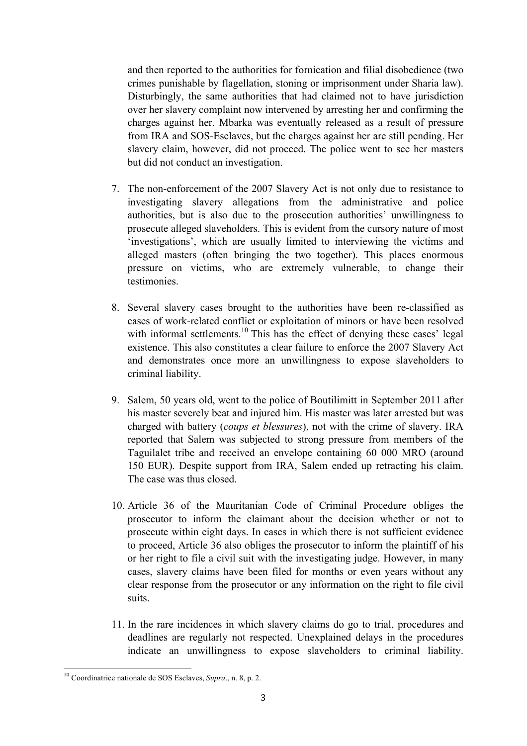and then reported to the authorities for fornication and filial disobedience (two crimes punishable by flagellation, stoning or imprisonment under Sharia law). Disturbingly, the same authorities that had claimed not to have jurisdiction over her slavery complaint now intervened by arresting her and confirming the charges against her. Mbarka was eventually released as a result of pressure from IRA and SOS-Esclaves, but the charges against her are still pending. Her slavery claim, however, did not proceed. The police went to see her masters but did not conduct an investigation.

7. The non-enforcement of the 2007 Slavery Act is not only due to resistance to investigating slavery allegations from the administrative and police authorities, but is also due to the prosecution authorities' unwillingness to prosecute alleged slaveholders. This is evident from the cursory nature of most 'investigations', which are usually limited to interviewing the victims and alleged masters (often bringing the two together). This places enormous pressure on victims, who are extremely vulnerable, to change their testimonies.

8. Several slavery cases brought to the authorities have been re-classified as cases of work-related conflict or exploitation of minors or have been resolved with informal settlements.[10] This has the effect of denying these cases' legal existence. This also constitutes a clear failure to enforce the 2007 Slavery Act and demonstrates once more an unwillingness to expose slaveholders to criminal liability.

9. Salem, 50 years old, went to the police of Boutilimitt in September 2011 after his master severely beat and injured him. His master was later arrested but was charged with battery (*coups et blessures*), not with the crime of slavery. IRA reported that Salem was subjected to strong pressure from members of the Taguilalet tribe and received an envelope containing 60 000 MRO (around 150 EUR). Despite support from IRA, Salem ended up retracting his claim. The case was thus closed.

10. Article 36 of the Mauritanian Code of Criminal Procedure obliges the prosecutor to inform the claimant about the decision whether or not to prosecute within eight days. In cases in which there is not sufficient evidence to proceed, Article 36 also obliges the prosecutor to inform the plaintiff of his or her right to file a civil suit with the investigating judge. However, in many cases, slavery claims have been filed for months or even years without any clear response from the prosecutor or any information on the right to file civil suits.

11. In the rare incidences in which slavery claims do go to trial, procedures and deadlines are regularly not respected. Unexplained delays in the procedures indicate an unwillingness to expose slaveholders to criminal liability.

[10] Coordinatrice nationale de SOS Esclaves, *Supra*., n. 8, p. 2.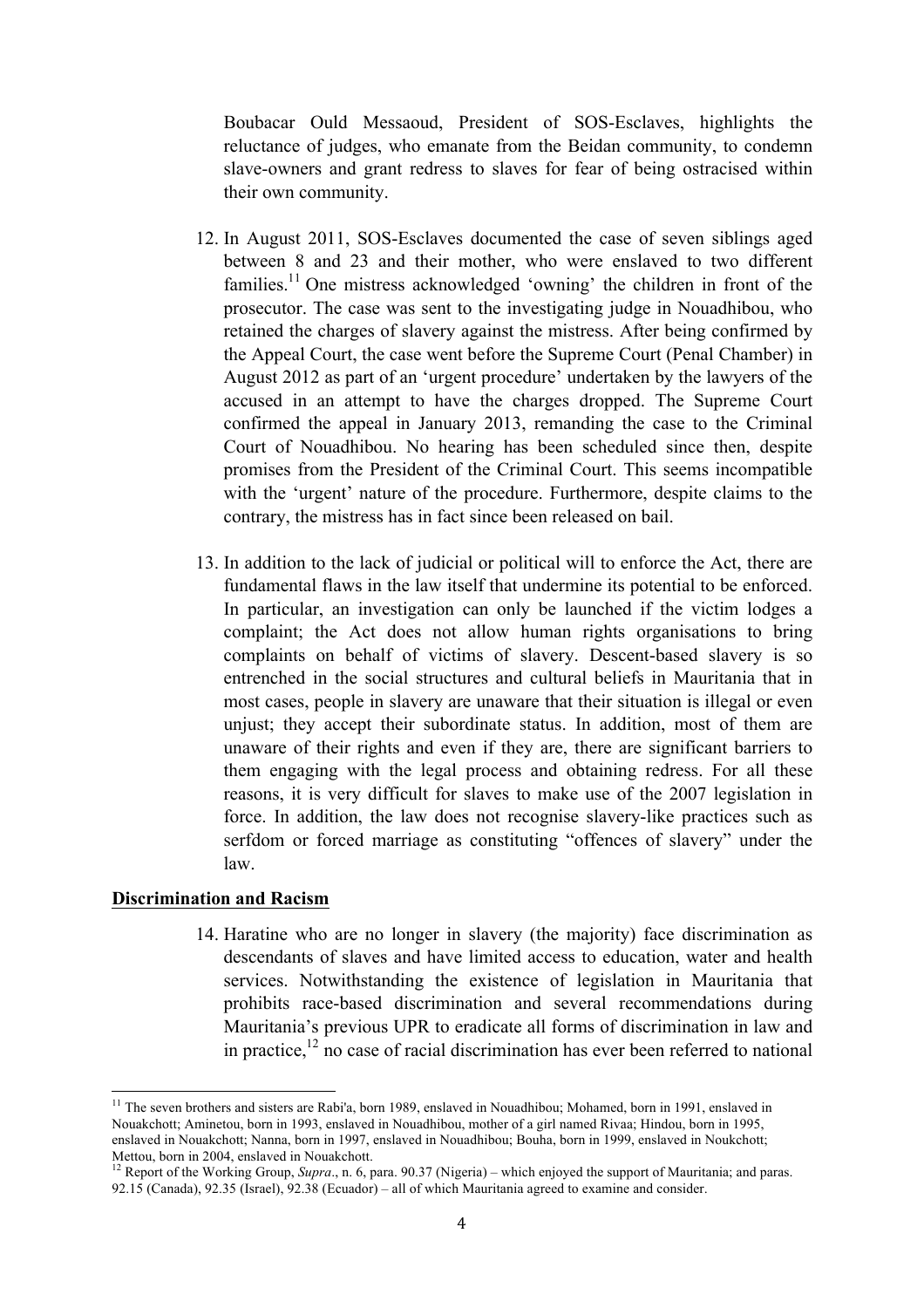Boubacar Ould Messaoud, President of SOS-Esclaves, highlights the reluctance of judges, who emanate from the Beidan community, to condemn slave-owners and grant redress to slaves for fear of being ostracised within their own community.

12. In August 2011, SOS-Esclaves documented the case of seven siblings aged between 8 and 23 and their mother, who were enslaved to two different families.[11] One mistress acknowledged 'owning' the children in front of the prosecutor. The case was sent to the investigating judge in Nouadhibou, who retained the charges of slavery against the mistress. After being confirmed by the Appeal Court, the case went before the Supreme Court (Penal Chamber) in August 2012 as part of an 'urgent procedure' undertaken by the lawyers of the accused in an attempt to have the charges dropped. The Supreme Court confirmed the appeal in January 2013, remanding the case to the Criminal Court of Nouadhibou. No hearing has been scheduled since then, despite promises from the President of the Criminal Court. This seems incompatible with the 'urgent' nature of the procedure. Furthermore, despite claims to the contrary, the mistress has in fact since been released on bail.

13. In addition to the lack of judicial or political will to enforce the Act, there are fundamental flaws in the law itself that undermine its potential to be enforced. In particular, an investigation can only be launched if the victim lodges a complaint; the Act does not allow human rights organisations to bring complaints on behalf of victims of slavery. Descent-based slavery is so entrenched in the social structures and cultural beliefs in Mauritania that in most cases, people in slavery are unaware that their situation is illegal or even unjust; they accept their subordinate status. In addition, most of them are unaware of their rights and even if they are, there are significant barriers to them engaging with the legal process and obtaining redress. For all these reasons, it is very difficult for slaves to make use of the 2007 legislation in force. In addition, the law does not recognise slavery-like practices such as serfdom or forced marriage as constituting "offences of slavery" under the law.

**Discrimination and Racism**

14. Haratine who are no longer in slavery (the majority) face discrimination as descendants of slaves and have limited access to education, water and health services. Notwithstanding the existence of legislation in Mauritania that prohibits race-based discrimination and several recommendations during Mauritania's previous UPR to eradicate all forms of discrimination in law and in practice,[12] no case of racial discrimination has ever been referred to national

---

[11] The seven brothers and sisters are Rabi'a, born 1989, enslaved in Nouadhibou; Mohamed, born in 1991, enslaved in Nouakchott; Aminetou, born in 1993, enslaved in Nouadhibou, mother of a girl named Rivaa; Hindou, born in 1995, enslaved in Nouakchott; Nanna, born in 1997, enslaved in Nouadhibou; Bouha, born in 1999, enslaved in Noukchott; Mettou, born in 2004, enslaved in Nouakchott.

[12] Report of the Working Group, *Supra*., n. 6, para. 90.37 (Nigeria) – which enjoyed the support of Mauritania; and paras. 92.15 (Canada), 92.35 (Israel), 92.38 (Ecuador) – all of which Mauritania agreed to examine and consider.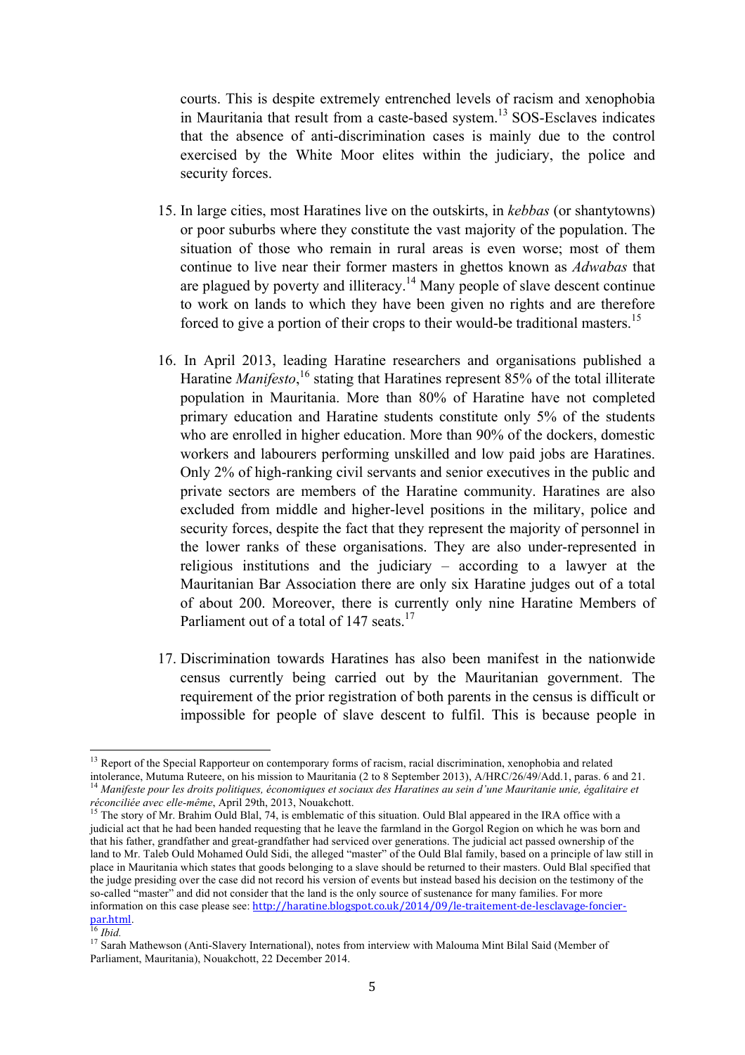courts. This is despite extremely entrenched levels of racism and xenophobia in Mauritania that result from a caste-based system.[13] SOS-Esclaves indicates that the absence of anti-discrimination cases is mainly due to the control exercised by the White Moor elites within the judiciary, the police and security forces.

15. In large cities, most Haratines live on the outskirts, in *kebbas* (or shantytowns) or poor suburbs where they constitute the vast majority of the population. The situation of those who remain in rural areas is even worse; most of them continue to live near their former masters in ghettos known as *Adwabas* that are plagued by poverty and illiteracy.[14] Many people of slave descent continue to work on lands to which they have been given no rights and are therefore forced to give a portion of their crops to their would-be traditional masters.[15]

16. In April 2013, leading Haratine researchers and organisations published a Haratine *Manifesto*,[16] stating that Haratines represent 85% of the total illiterate population in Mauritania. More than 80% of Haratine have not completed primary education and Haratine students constitute only 5% of the students who are enrolled in higher education. More than 90% of the dockers, domestic workers and labourers performing unskilled and low paid jobs are Haratines. Only 2% of high-ranking civil servants and senior executives in the public and private sectors are members of the Haratine community. Haratines are also excluded from middle and higher-level positions in the military, police and security forces, despite the fact that they represent the majority of personnel in the lower ranks of these organisations. They are also under-represented in religious institutions and the judiciary – according to a lawyer at the Mauritanian Bar Association there are only six Haratine judges out of a total of about 200. Moreover, there is currently only nine Haratine Members of Parliament out of a total of 147 seats.[17]

17. Discrimination towards Haratines has also been manifest in the nationwide census currently being carried out by the Mauritanian government. The requirement of the prior registration of both parents in the census is difficult or impossible for people of slave descent to fulfil. This is because people in

---

[13] Report of the Special Rapporteur on contemporary forms of racism, racial discrimination, xenophobia and related intolerance, Mutuma Ruteere, on his mission to Mauritania (2 to 8 September 2013), A/HRC/26/49/Add.1, paras. 6 and 21.

[14] *Manifeste pour les droits politiques, économiques et sociaux des Haratines au sein d'une Mauritanie unie, égalitaire et réconciliée avec elle-même*, April 29th, 2013, Nouakchott.

[15] The story of Mr. Brahim Ould Blal, 74, is emblematic of this situation. Ould Blal appeared in the IRA office with a judicial act that he had been handed requesting that he leave the farmland in the Gorgol Region on which he was born and that his father, grandfather and great-grandfather had serviced over generations. The judicial act passed ownership of the land to Mr. Taleb Ould Mohamed Ould Sidi, the alleged "master" of the Ould Blal family, based on a principle of law still in place in Mauritania which states that goods belonging to a slave should be returned to their masters. Ould Blal specified that the judge presiding over the case did not record his version of events but instead based his decision on the testimony of the so-called "master" and did not consider that the land is the only source of sustenance for many families. For more information on this case please see: http://haratine.blogspot.co.uk/2014/09/le-traitement-de-lesclavage-foncier-par.html.

[16] *Ibid.*

[17] Sarah Mathewson (Anti-Slavery International), notes from interview with Malouma Mint Bilal Said (Member of Parliament, Mauritania), Nouakchott, 22 December 2014.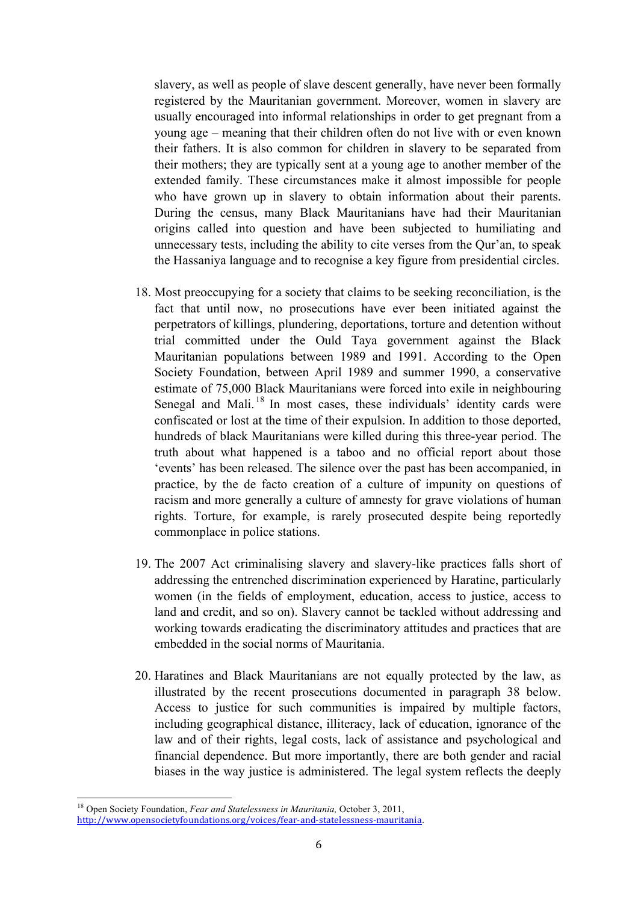slavery, as well as people of slave descent generally, have never been formally registered by the Mauritanian government. Moreover, women in slavery are usually encouraged into informal relationships in order to get pregnant from a young age – meaning that their children often do not live with or even known their fathers. It is also common for children in slavery to be separated from their mothers; they are typically sent at a young age to another member of the extended family. These circumstances make it almost impossible for people who have grown up in slavery to obtain information about their parents. During the census, many Black Mauritanians have had their Mauritanian origins called into question and have been subjected to humiliating and unnecessary tests, including the ability to cite verses from the Qur'an, to speak the Hassaniya language and to recognise a key figure from presidential circles.

18. Most preoccupying for a society that claims to be seeking reconciliation, is the fact that until now, no prosecutions have ever been initiated against the perpetrators of killings, plundering, deportations, torture and detention without trial committed under the Ould Taya government against the Black Mauritanian populations between 1989 and 1991. According to the Open Society Foundation, between April 1989 and summer 1990, a conservative estimate of 75,000 Black Mauritanians were forced into exile in neighbouring Senegal and Mali.[18] In most cases, these individuals' identity cards were confiscated or lost at the time of their expulsion. In addition to those deported, hundreds of black Mauritanians were killed during this three-year period. The truth about what happened is a taboo and no official report about those 'events' has been released. The silence over the past has been accompanied, in practice, by the de facto creation of a culture of impunity on questions of racism and more generally a culture of amnesty for grave violations of human rights. Torture, for example, is rarely prosecuted despite being reportedly commonplace in police stations.

19. The 2007 Act criminalising slavery and slavery-like practices falls short of addressing the entrenched discrimination experienced by Haratine, particularly women (in the fields of employment, education, access to justice, access to land and credit, and so on). Slavery cannot be tackled without addressing and working towards eradicating the discriminatory attitudes and practices that are embedded in the social norms of Mauritania.

20. Haratines and Black Mauritanians are not equally protected by the law, as illustrated by the recent prosecutions documented in paragraph 38 below. Access to justice for such communities is impaired by multiple factors, including geographical distance, illiteracy, lack of education, ignorance of the law and of their rights, legal costs, lack of assistance and psychological and financial dependence. But more importantly, there are both gender and racial biases in the way justice is administered. The legal system reflects the deeply

---

[18] Open Society Foundation, *Fear and Statelessness in Mauritania,* October 3, 2011, http://www.opensocietyfoundations.org/voices/fear-and-statelessness-mauritania.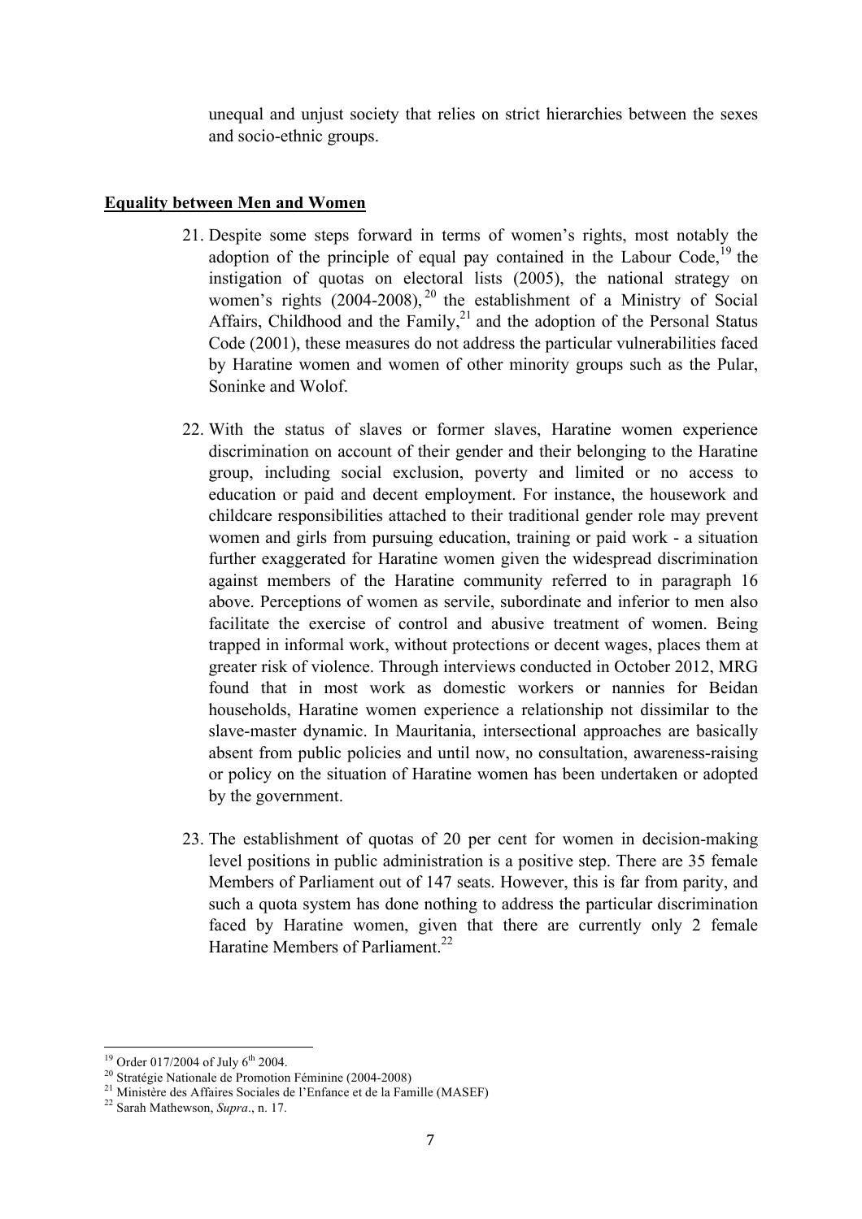unequal and unjust society that relies on strict hierarchies between the sexes and socio-ethnic groups.

## Equality between Men and Women

21. Despite some steps forward in terms of women's rights, most notably the adoption of the principle of equal pay contained in the Labour Code,[19] the instigation of quotas on electoral lists (2005), the national strategy on women's rights (2004-2008),[20] the establishment of a Ministry of Social Affairs, Childhood and the Family,[21] and the adoption of the Personal Status Code (2001), these measures do not address the particular vulnerabilities faced by Haratine women and women of other minority groups such as the Pular, Soninke and Wolof.

22. With the status of slaves or former slaves, Haratine women experience discrimination on account of their gender and their belonging to the Haratine group, including social exclusion, poverty and limited or no access to education or paid and decent employment. For instance, the housework and childcare responsibilities attached to their traditional gender role may prevent women and girls from pursuing education, training or paid work - a situation further exaggerated for Haratine women given the widespread discrimination against members of the Haratine community referred to in paragraph 16 above. Perceptions of women as servile, subordinate and inferior to men also facilitate the exercise of control and abusive treatment of women. Being trapped in informal work, without protections or decent wages, places them at greater risk of violence. Through interviews conducted in October 2012, MRG found that in most work as domestic workers or nannies for Beidan households, Haratine women experience a relationship not dissimilar to the slave-master dynamic. In Mauritania, intersectional approaches are basically absent from public policies and until now, no consultation, awareness-raising or policy on the situation of Haratine women has been undertaken or adopted by the government.

23. The establishment of quotas of 20 per cent for women in decision-making level positions in public administration is a positive step. There are 35 female Members of Parliament out of 147 seats. However, this is far from parity, and such a quota system has done nothing to address the particular discrimination faced by Haratine women, given that there are currently only 2 female Haratine Members of Parliament.[22]

---

[19] Order 017/2004 of July 6th 2004.

[20] Stratégie Nationale de Promotion Féminine (2004-2008)

[21] Ministère des Affaires Sociales de l'Enfance et de la Famille (MASEF)

[22] Sarah Mathewson, *Supra*., n. 17.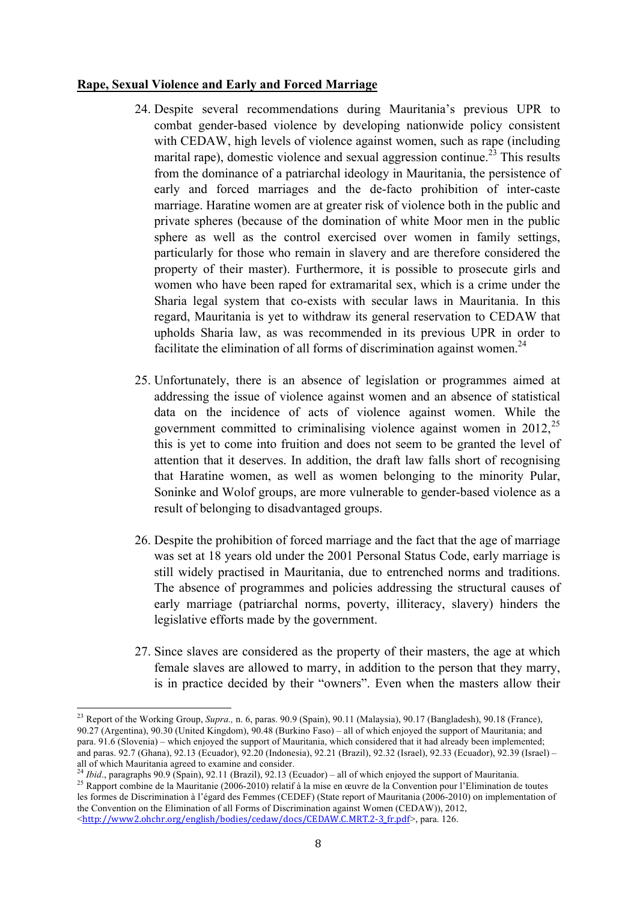**Rape, Sexual Violence and Early and Forced Marriage**

24. Despite several recommendations during Mauritania's previous UPR to combat gender-based violence by developing nationwide policy consistent with CEDAW, high levels of violence against women, such as rape (including marital rape), domestic violence and sexual aggression continue.[23] This results from the dominance of a patriarchal ideology in Mauritania, the persistence of early and forced marriages and the de-facto prohibition of inter-caste marriage. Haratine women are at greater risk of violence both in the public and private spheres (because of the domination of white Moor men in the public sphere as well as the control exercised over women in family settings, particularly for those who remain in slavery and are therefore considered the property of their master). Furthermore, it is possible to prosecute girls and women who have been raped for extramarital sex, which is a crime under the Sharia legal system that co-exists with secular laws in Mauritania. In this regard, Mauritania is yet to withdraw its general reservation to CEDAW that upholds Sharia law, as was recommended in its previous UPR in order to facilitate the elimination of all forms of discrimination against women.[24]

25. Unfortunately, there is an absence of legislation or programmes aimed at addressing the issue of violence against women and an absence of statistical data on the incidence of acts of violence against women. While the government committed to criminalising violence against women in 2012,[25] this is yet to come into fruition and does not seem to be granted the level of attention that it deserves. In addition, the draft law falls short of recognising that Haratine women, as well as women belonging to the minority Pular, Soninke and Wolof groups, are more vulnerable to gender-based violence as a result of belonging to disadvantaged groups.

26. Despite the prohibition of forced marriage and the fact that the age of marriage was set at 18 years old under the 2001 Personal Status Code, early marriage is still widely practised in Mauritania, due to entrenched norms and traditions. The absence of programmes and policies addressing the structural causes of early marriage (patriarchal norms, poverty, illiteracy, slavery) hinders the legislative efforts made by the government.

27. Since slaves are considered as the property of their masters, the age at which female slaves are allowed to marry, in addition to the person that they marry, is in practice decided by their "owners". Even when the masters allow their

---

[23] Report of the Working Group, *Supra.,* n. 6, paras. 90.9 (Spain), 90.11 (Malaysia), 90.17 (Bangladesh), 90.18 (France), 90.27 (Argentina), 90.30 (United Kingdom), 90.48 (Burkino Faso) – all of which enjoyed the support of Mauritania; and para. 91.6 (Slovenia) – which enjoyed the support of Mauritania, which considered that it had already been implemented; and paras. 92.7 (Ghana), 92.13 (Ecuador), 92.20 (Indonesia), 92.21 (Brazil), 92.32 (Israel), 92.33 (Ecuador), 92.39 (Israel) – all of which Mauritania agreed to examine and consider.

[24] *Ibid*., paragraphs 90.9 (Spain), 92.11 (Brazil), 92.13 (Ecuador) – all of which enjoyed the support of Mauritania.

[25] Rapport combine de la Mauritanie (2006-2010) relatif à la mise en œuvre de la Convention pour l'Elimination de toutes les formes de Discrimination à l'égard des Femmes (CEDEF) (State report of Mauritania (2006-2010) on implementation of the Convention on the Elimination of all Forms of Discrimination against Women (CEDAW)), 2012, <http://www2.ohchr.org/english/bodies/cedaw/docs/CEDAW.C.MRT.2-3_fr.pdf>, para. 126.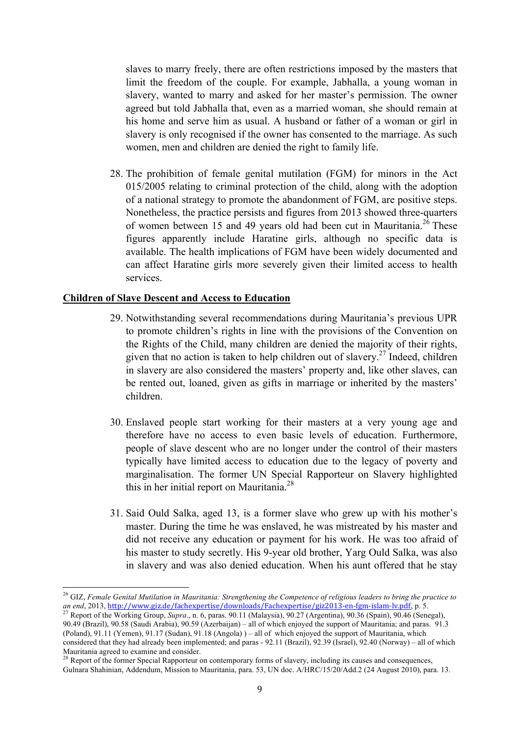slaves to marry freely, there are often restrictions imposed by the masters that limit the freedom of the couple. For example, Jabhalla, a young woman in slavery, wanted to marry and asked for her master's permission. The owner agreed but told Jabhalla that, even as a married woman, she should remain at his home and serve him as usual. A husband or father of a woman or girl in slavery is only recognised if the owner has consented to the marriage. As such women, men and children are denied the right to family life.

28. The prohibition of female genital mutilation (FGM) for minors in the Act 015/2005 relating to criminal protection of the child, along with the adoption of a national strategy to promote the abandonment of FGM, are positive steps. Nonetheless, the practice persists and figures from 2013 showed three-quarters of women between 15 and 49 years old had been cut in Mauritania.[26] These figures apparently include Haratine girls, although no specific data is available. The health implications of FGM have been widely documented and can affect Haratine girls more severely given their limited access to health services.

**Children of Slave Descent and Access to Education**

29. Notwithstanding several recommendations during Mauritania's previous UPR to promote children's rights in line with the provisions of the Convention on the Rights of the Child, many children are denied the majority of their rights, given that no action is taken to help children out of slavery.[27] Indeed, children in slavery are also considered the masters' property and, like other slaves, can be rented out, loaned, given as gifts in marriage or inherited by the masters' children.

30. Enslaved people start working for their masters at a very young age and therefore have no access to even basic levels of education. Furthermore, people of slave descent who are no longer under the control of their masters typically have limited access to education due to the legacy of poverty and marginalisation. The former UN Special Rapporteur on Slavery highlighted this in her initial report on Mauritania.[28]

31. Said Ould Salka, aged 13, is a former slave who grew up with his mother's master. During the time he was enslaved, he was mistreated by his master and did not receive any education or payment for his work. He was too afraid of his master to study secretly. His 9-year old brother, Yarg Ould Salka, was also in slavery and was also denied education. When his aunt offered that he stay

---

[26] GIZ, *Female Genital Mutilation in Mauritania: Strengthening the Competence of religious leaders to bring the practice to an end*, 2013, http://www.giz.de/fachexpertise/downloads/Fachexpertise/giz2013-en-fgm-islam-lv.pdf, p. 5.

[27] Report of the Working Group, *Supra*., n. 6, paras. 90.11 (Malaysia), 90.27 (Argentina), 90.36 (Spain), 90.46 (Senegal), 90.49 (Brazil), 90.58 (Saudi Arabia), 90.59 (Azerbaijan) – all of which enjoyed the support of Mauritania; and paras. 91.3 (Poland), 91.11 (Yemen), 91.17 (Sudan), 91.18 (Angola) ) – all of which enjoyed the support of Mauritania, which considered that they had already been implemented; and paras - 92.11 (Brazil), 92.39 (Israel), 92.40 (Norway) – all of which Mauritania agreed to examine and consider.

[28] Report of the former Special Rapporteur on contemporary forms of slavery, including its causes and consequences, Gulnara Shahinian, Addendum, Mission to Mauritania, para. 53, UN doc. A/HRC/15/20/Add.2 (24 August 2010), para. 13.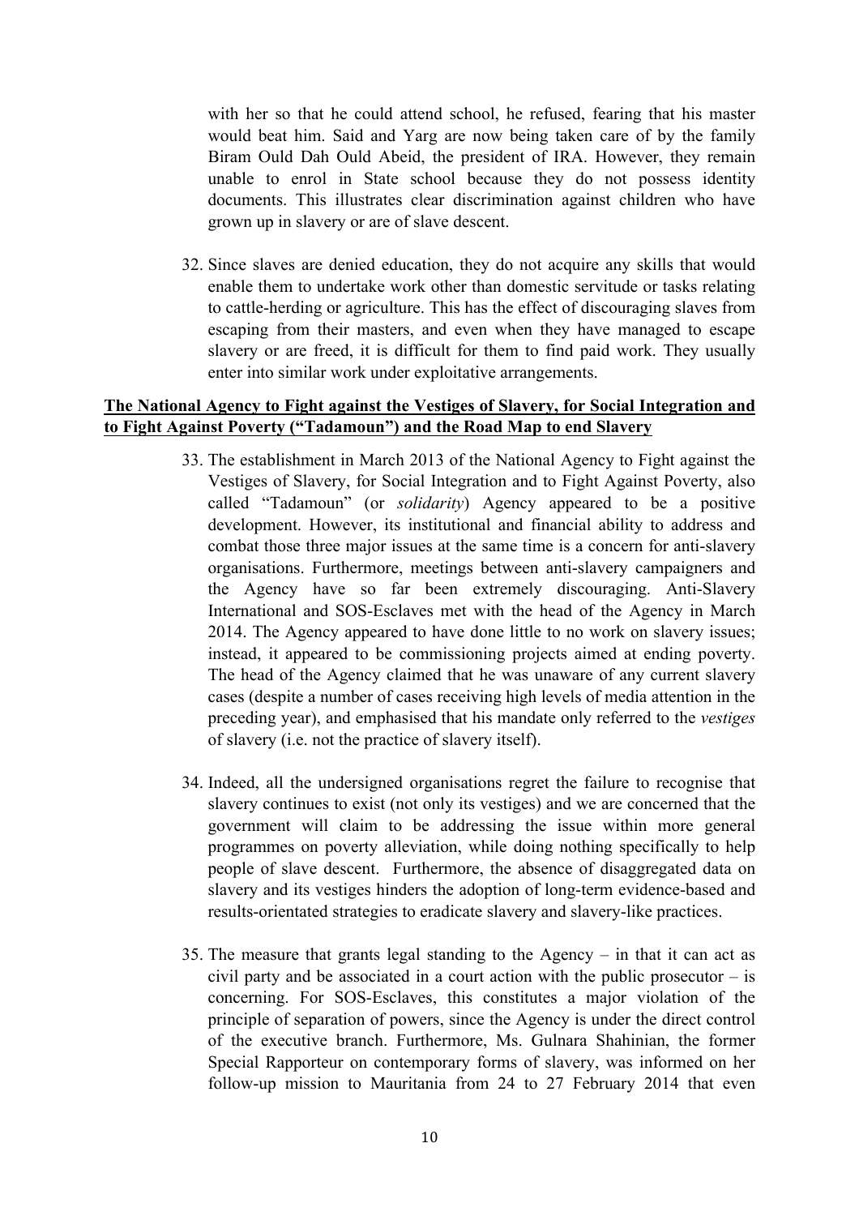with her so that he could attend school, he refused, fearing that his master would beat him. Said and Yarg are now being taken care of by the family Biram Ould Dah Ould Abeid, the president of IRA. However, they remain unable to enrol in State school because they do not possess identity documents. This illustrates clear discrimination against children who have grown up in slavery or are of slave descent.

32. Since slaves are denied education, they do not acquire any skills that would enable them to undertake work other than domestic servitude or tasks relating to cattle-herding or agriculture. This has the effect of discouraging slaves from escaping from their masters, and even when they have managed to escape slavery or are freed, it is difficult for them to find paid work. They usually enter into similar work under exploitative arrangements.

**The National Agency to Fight against the Vestiges of Slavery, for Social Integration and to Fight Against Poverty ("Tadamoun") and the Road Map to end Slavery**

33. The establishment in March 2013 of the National Agency to Fight against the Vestiges of Slavery, for Social Integration and to Fight Against Poverty, also called "Tadamoun" (or *solidarity*) Agency appeared to be a positive development. However, its institutional and financial ability to address and combat those three major issues at the same time is a concern for anti-slavery organisations. Furthermore, meetings between anti-slavery campaigners and the Agency have so far been extremely discouraging. Anti-Slavery International and SOS-Esclaves met with the head of the Agency in March 2014. The Agency appeared to have done little to no work on slavery issues; instead, it appeared to be commissioning projects aimed at ending poverty. The head of the Agency claimed that he was unaware of any current slavery cases (despite a number of cases receiving high levels of media attention in the preceding year), and emphasised that his mandate only referred to the *vestiges* of slavery (i.e. not the practice of slavery itself).

34. Indeed, all the undersigned organisations regret the failure to recognise that slavery continues to exist (not only its vestiges) and we are concerned that the government will claim to be addressing the issue within more general programmes on poverty alleviation, while doing nothing specifically to help people of slave descent. Furthermore, the absence of disaggregated data on slavery and its vestiges hinders the adoption of long-term evidence-based and results-orientated strategies to eradicate slavery and slavery-like practices.

35. The measure that grants legal standing to the Agency – in that it can act as civil party and be associated in a court action with the public prosecutor – is concerning. For SOS-Esclaves, this constitutes a major violation of the principle of separation of powers, since the Agency is under the direct control of the executive branch. Furthermore, Ms. Gulnara Shahinian, the former Special Rapporteur on contemporary forms of slavery, was informed on her follow-up mission to Mauritania from 24 to 27 February 2014 that even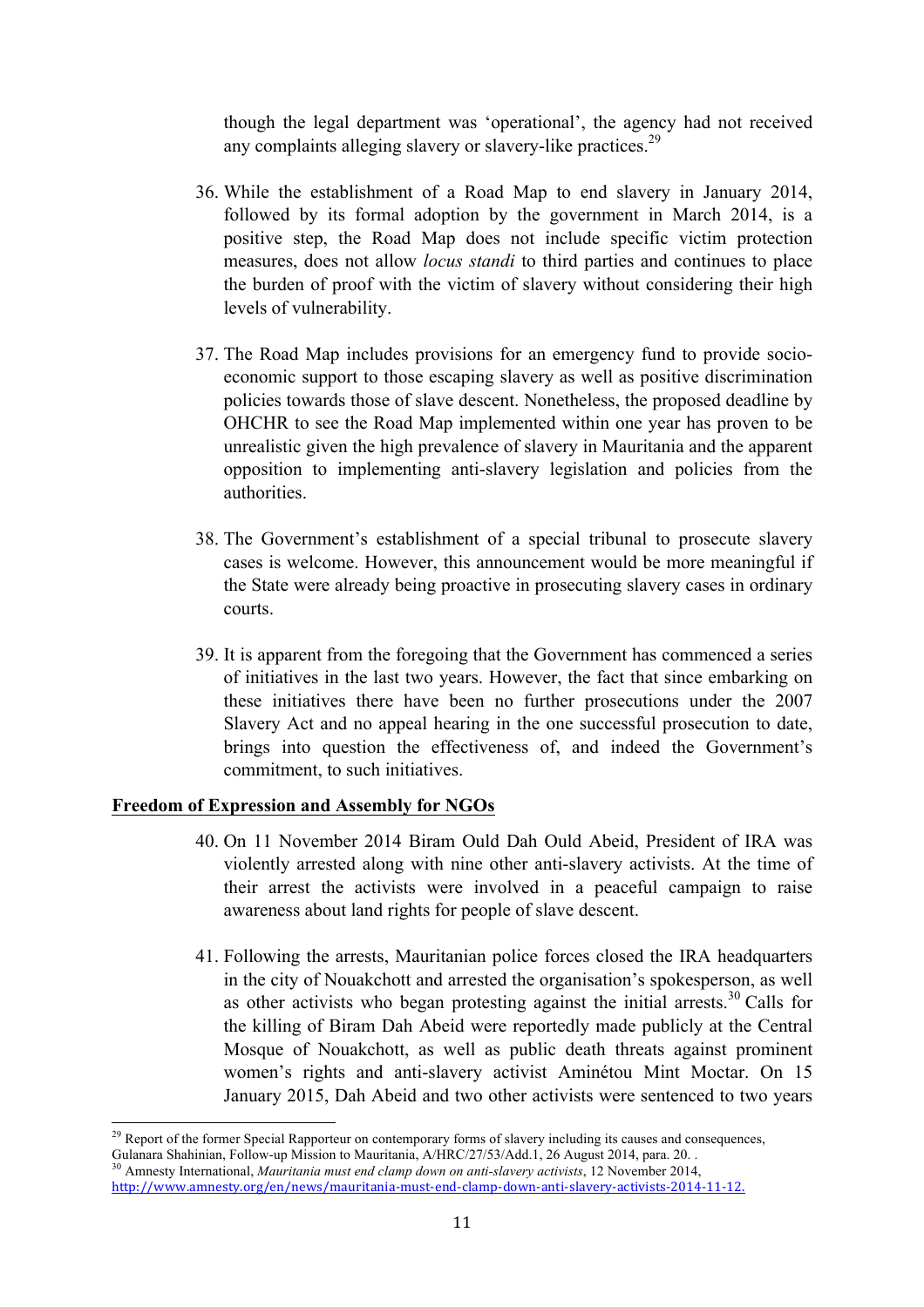though the legal department was 'operational', the agency had not received any complaints alleging slavery or slavery-like practices.[29]

36. While the establishment of a Road Map to end slavery in January 2014, followed by its formal adoption by the government in March 2014, is a positive step, the Road Map does not include specific victim protection measures, does not allow *locus standi* to third parties and continues to place the burden of proof with the victim of slavery without considering their high levels of vulnerability.

37. The Road Map includes provisions for an emergency fund to provide socio-economic support to those escaping slavery as well as positive discrimination policies towards those of slave descent. Nonetheless, the proposed deadline by OHCHR to see the Road Map implemented within one year has proven to be unrealistic given the high prevalence of slavery in Mauritania and the apparent opposition to implementing anti-slavery legislation and policies from the authorities.

38. The Government's establishment of a special tribunal to prosecute slavery cases is welcome. However, this announcement would be more meaningful if the State were already being proactive in prosecuting slavery cases in ordinary courts.

39. It is apparent from the foregoing that the Government has commenced a series of initiatives in the last two years. However, the fact that since embarking on these initiatives there have been no further prosecutions under the 2007 Slavery Act and no appeal hearing in the one successful prosecution to date, brings into question the effectiveness of, and indeed the Government's commitment, to such initiatives.

**Freedom of Expression and Assembly for NGOs**

40. On 11 November 2014 Biram Ould Dah Ould Abeid, President of IRA was violently arrested along with nine other anti-slavery activists. At the time of their arrest the activists were involved in a peaceful campaign to raise awareness about land rights for people of slave descent.

41. Following the arrests, Mauritanian police forces closed the IRA headquarters in the city of Nouakchott and arrested the organisation's spokesperson, as well as other activists who began protesting against the initial arrests.[30] Calls for the killing of Biram Dah Abeid were reportedly made publicly at the Central Mosque of Nouakchott, as well as public death threats against prominent women's rights and anti-slavery activist Aminétou Mint Moctar. On 15 January 2015, Dah Abeid and two other activists were sentenced to two years

---

[29] Report of the former Special Rapporteur on contemporary forms of slavery including its causes and consequences, Gulanara Shahinian, Follow-up Mission to Mauritania, A/HRC/27/53/Add.1, 26 August 2014, para. 20. .

[30] Amnesty International, *Mauritania must end clamp down on anti-slavery activists*, 12 November 2014, http://www.amnesty.org/en/news/mauritania-must-end-clamp-down-anti-slavery-activists-2014-11-12.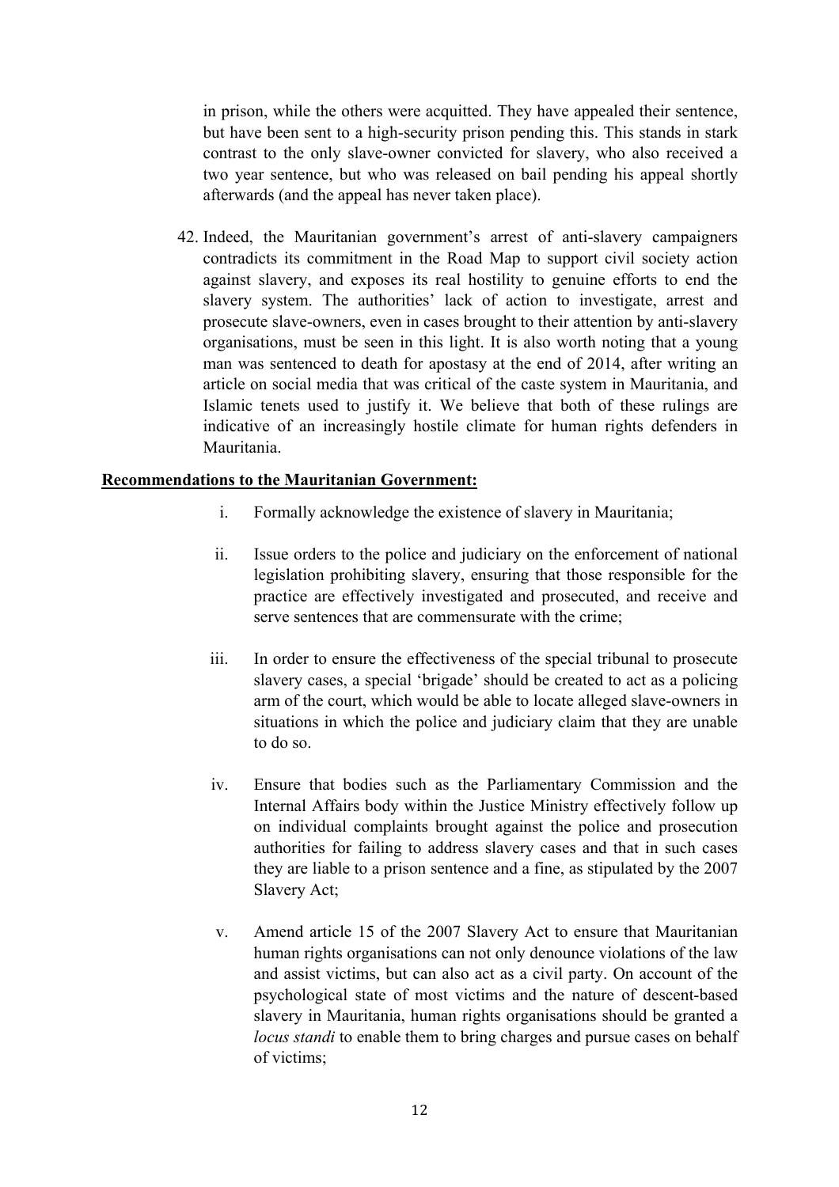in prison, while the others were acquitted. They have appealed their sentence, but have been sent to a high-security prison pending this. This stands in stark contrast to the only slave-owner convicted for slavery, who also received a two year sentence, but who was released on bail pending his appeal shortly afterwards (and the appeal has never taken place).

42. Indeed, the Mauritanian government's arrest of anti-slavery campaigners contradicts its commitment in the Road Map to support civil society action against slavery, and exposes its real hostility to genuine efforts to end the slavery system. The authorities' lack of action to investigate, arrest and prosecute slave-owners, even in cases brought to their attention by anti-slavery organisations, must be seen in this light. It is also worth noting that a young man was sentenced to death for apostasy at the end of 2014, after writing an article on social media that was critical of the caste system in Mauritania, and Islamic tenets used to justify it. We believe that both of these rulings are indicative of an increasingly hostile climate for human rights defenders in Mauritania.

**Recommendations to the Mauritanian Government:**

i. Formally acknowledge the existence of slavery in Mauritania;

ii. Issue orders to the police and judiciary on the enforcement of national legislation prohibiting slavery, ensuring that those responsible for the practice are effectively investigated and prosecuted, and receive and serve sentences that are commensurate with the crime;

iii. In order to ensure the effectiveness of the special tribunal to prosecute slavery cases, a special 'brigade' should be created to act as a policing arm of the court, which would be able to locate alleged slave-owners in situations in which the police and judiciary claim that they are unable to do so.

iv. Ensure that bodies such as the Parliamentary Commission and the Internal Affairs body within the Justice Ministry effectively follow up on individual complaints brought against the police and prosecution authorities for failing to address slavery cases and that in such cases they are liable to a prison sentence and a fine, as stipulated by the 2007 Slavery Act;

v. Amend article 15 of the 2007 Slavery Act to ensure that Mauritanian human rights organisations can not only denounce violations of the law and assist victims, but can also act as a civil party. On account of the psychological state of most victims and the nature of descent-based slavery in Mauritania, human rights organisations should be granted a *locus standi* to enable them to bring charges and pursue cases on behalf of victims;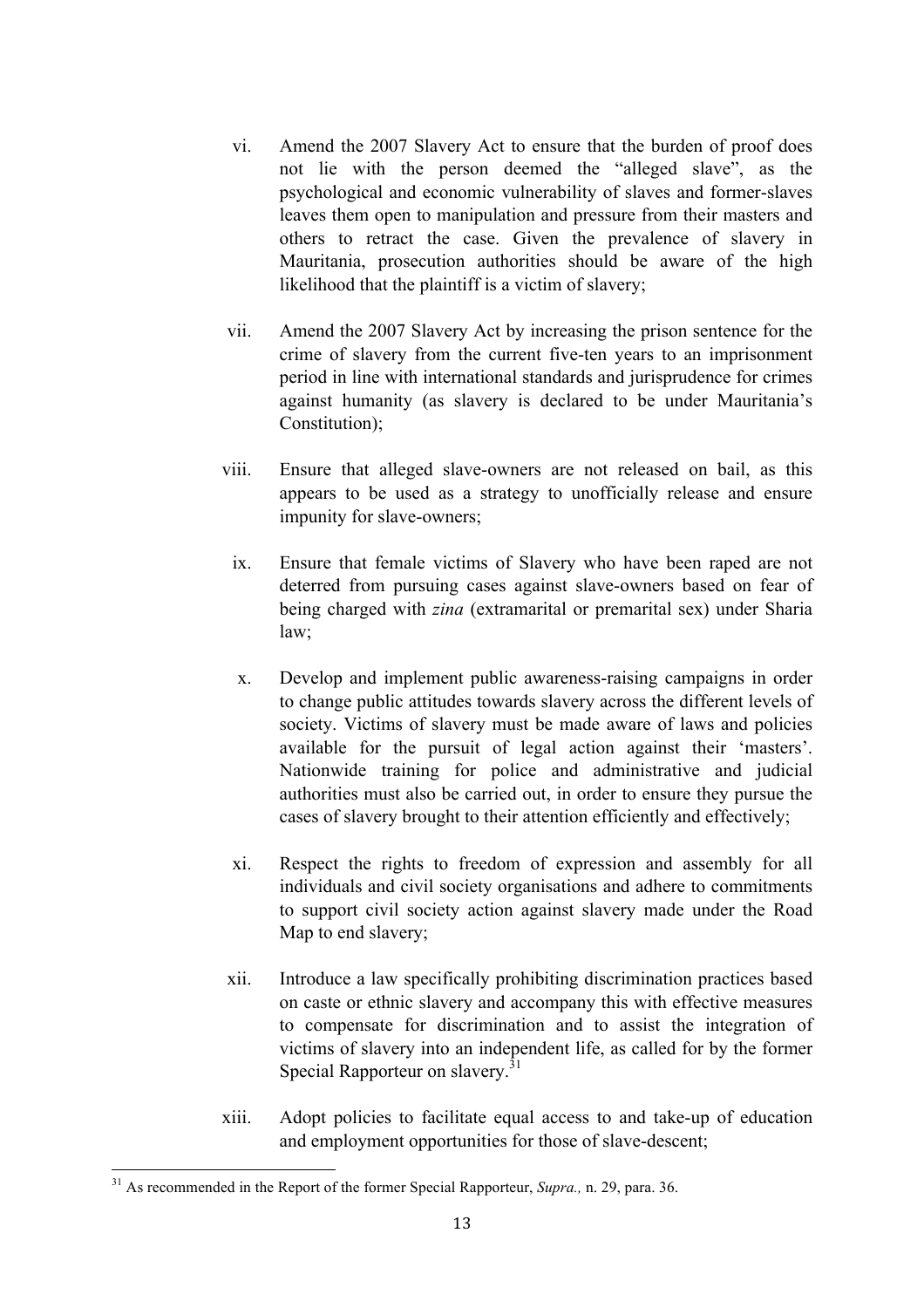vi. Amend the 2007 Slavery Act to ensure that the burden of proof does not lie with the person deemed the "alleged slave", as the psychological and economic vulnerability of slaves and former-slaves leaves them open to manipulation and pressure from their masters and others to retract the case. Given the prevalence of slavery in Mauritania, prosecution authorities should be aware of the high likelihood that the plaintiff is a victim of slavery;

vii. Amend the 2007 Slavery Act by increasing the prison sentence for the crime of slavery from the current five-ten years to an imprisonment period in line with international standards and jurisprudence for crimes against humanity (as slavery is declared to be under Mauritania's Constitution);

viii. Ensure that alleged slave-owners are not released on bail, as this appears to be used as a strategy to unofficially release and ensure impunity for slave-owners;

ix. Ensure that female victims of Slavery who have been raped are not deterred from pursuing cases against slave-owners based on fear of being charged with *zina* (extramarital or premarital sex) under Sharia law;

x. Develop and implement public awareness-raising campaigns in order to change public attitudes towards slavery across the different levels of society. Victims of slavery must be made aware of laws and policies available for the pursuit of legal action against their 'masters'. Nationwide training for police and administrative and judicial authorities must also be carried out, in order to ensure they pursue the cases of slavery brought to their attention efficiently and effectively;

xi. Respect the rights to freedom of expression and assembly for all individuals and civil society organisations and adhere to commitments to support civil society action against slavery made under the Road Map to end slavery;

xii. Introduce a law specifically prohibiting discrimination practices based on caste or ethnic slavery and accompany this with effective measures to compensate for discrimination and to assist the integration of victims of slavery into an independent life, as called for by the former Special Rapporteur on slavery.[31]

xiii. Adopt policies to facilitate equal access to and take-up of education and employment opportunities for those of slave-descent;

---

[31] As recommended in the Report of the former Special Rapporteur, *Supra.,* n. 29, para. 36.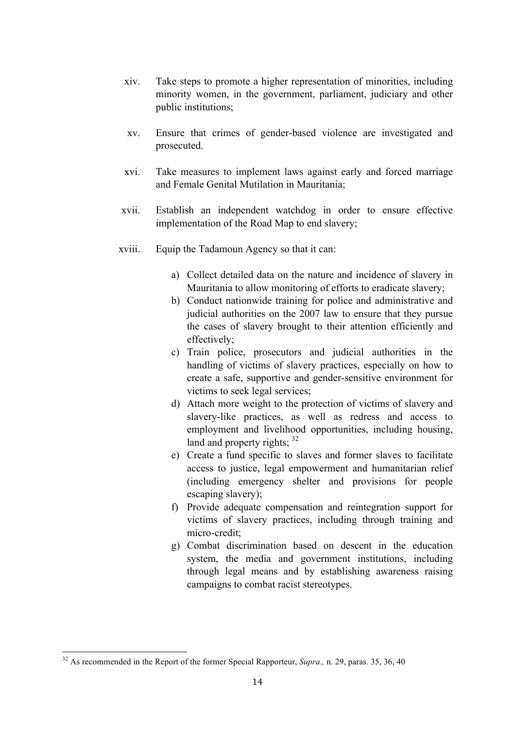xiv. Take steps to promote a higher representation of minorities, including minority women, in the government, parliament, judiciary and other public institutions;

xv. Ensure that crimes of gender-based violence are investigated and prosecuted.

xvi. Take measures to implement laws against early and forced marriage and Female Genital Mutilation in Mauritania;

xvii. Establish an independent watchdog in order to ensure effective implementation of the Road Map to end slavery;

xviii. Equip the Tadamoun Agency so that it can:

a) Collect detailed data on the nature and incidence of slavery in Mauritania to allow monitoring of efforts to eradicate slavery;
b) Conduct nationwide training for police and administrative and judicial authorities on the 2007 law to ensure that they pursue the cases of slavery brought to their attention efficiently and effectively;
c) Train police, prosecutors and judicial authorities in the handling of victims of slavery practices, especially on how to create a safe, supportive and gender-sensitive environment for victims to seek legal services;
d) Attach more weight to the protection of victims of slavery and slavery-like practices, as well as redress and access to employment and livelihood opportunities, including housing, land and property rights; [32]
e) Create a fund specific to slaves and former slaves to facilitate access to justice, legal empowerment and humanitarian relief (including emergency shelter and provisions for people escaping slavery);
f) Provide adequate compensation and reintegration support for victims of slavery practices, including through training and micro-credit;
g) Combat discrimination based on descent in the education system, the media and government institutions, including through legal means and by establishing awareness raising campaigns to combat racist stereotypes.

---

[32] As recommended in the Report of the former Special Rapporteur, *Supra.,* n. 29, paras. 35, 36, 40